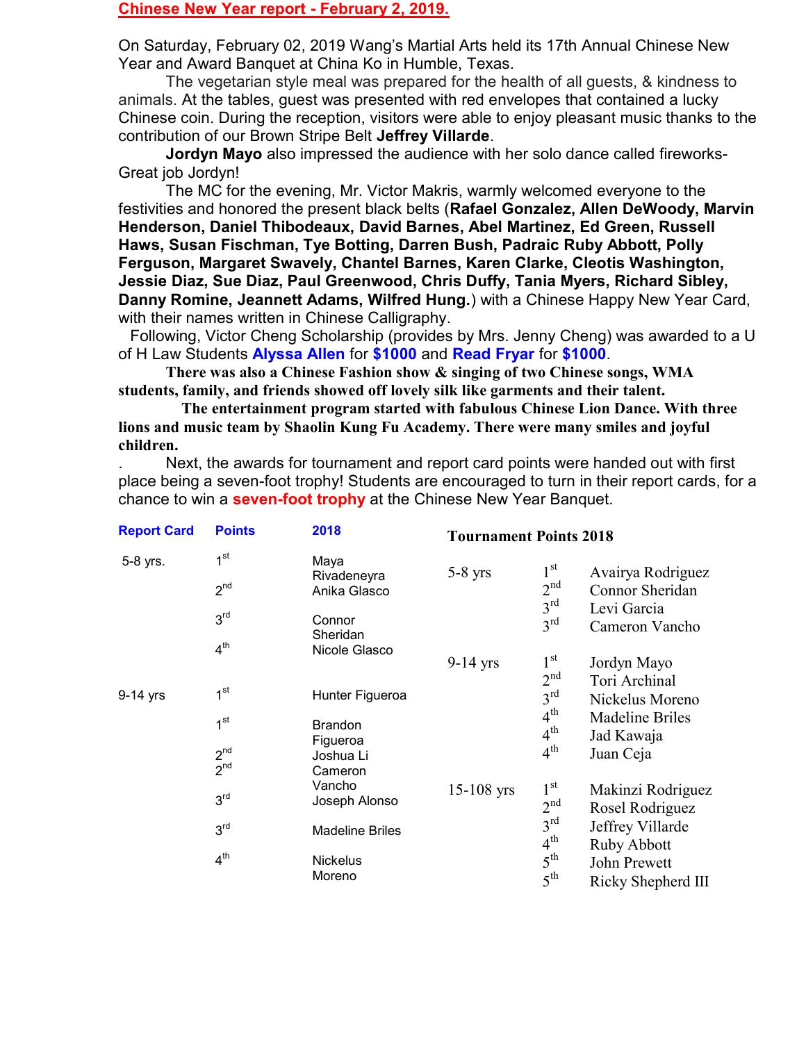## Chinese New Year report - February 2, 2019.

On Saturday, February 02, 2019 Wang's Martial Arts held its 17th Annual Chinese New Year and Award Banquet at China Ko in Humble, Texas.

The vegetarian style meal was prepared for the health of all guests, & kindness to animals. At the tables, guest was presented with red envelopes that contained a lucky Chinese coin. During the reception, visitors were able to enjoy pleasant music thanks to the contribution of our Brown Stripe Belt **Jeffrey Villarde**.

**Jordyn Mayo** also impressed the audience with her solo dance called fireworks- Great job Jordyn!

The MC for the evening, Mr. Victor Makris, warmly welcomed everyone to the festivities and honored the present black belts (**Rafael Gonzalez, Allen DeWoody, Marvin Henderson, Daniel Thibodeaux, David Barnes, Abel Martinez, Ed Green, Russell Haws, Susan Fischman, Tye Botting, Darren Bush, Padraic Ruby Abbott, Polly Ferguson, Margaret Swavely, Chantel Barnes, Karen Clarke, Cleotis Washington, Jessie Diaz, Sue Diaz, Paul Greenwood, Chris Duffy, Tania Myers, Richard Sibley, Danny Romine, Jeannett Adams, Wilfred Hung.**) with a Chinese Happy New Year Card, with their names written in Chinese Calligraphy.

Following, Victor Cheng Scholarship (provides by Mrs. Jenny Cheng) was awarded to a U of H Law Students **Alyssa Allen** for **$1000** and **Read Fryar** for **$1000**.

**There was also a Chinese Fashion show & singing of two Chinese songs, WMA students, family, and friends showed off lovely silk like garments and their talent.**

**The entertainment program started with fabulous Chinese Lion Dance. With three lions and music team by Shaolin Kung Fu Academy. There were many smiles and joyful children.**

. Next, the awards for tournament and report card points were handed out with first place being a seven-foot trophy! Students are encouraged to turn in their report cards, for a chance to win a **seven-foot trophy** at the Chinese New Year Banquet.

| Report Card | Points | 2018 |
|---|---|---|
| 5-8 yrs. | 1st | Maya Rivadeneyra |
| | 2nd | Anika Glasco |
| | 3rd | Connor Sheridan |
| | 4th | Nicole Glasco |
| 9-14 yrs | 1st | Hunter Figueroa |
| | 1st | Brandon Figueroa |
| | 2nd | Joshua Li |
| | 2nd | Cameron Vancho |
| | 3rd | Joseph Alonso |
| | 3rd | Madeline Briles |
| | 4th | Nickelus Moreno |

**Tournament Points 2018**

| Age | Place | Name |
|---|---|---|
| 5-8 yrs | 1st | Avairya Rodriguez |
| | 2nd | Connor Sheridan |
| | 3rd | Levi Garcia |
| | 3rd | Cameron Vancho |
| 9-14 yrs | 1st | Jordyn Mayo |
| | 2nd | Tori Archinal |
| | 3rd | Nickelus Moreno |
| | 4th | Madeline Briles |
| | 4th | Jad Kawaja |
| | 4th | Juan Ceja |
| 15-108 yrs | 1st | Makinzi Rodriguez |
| | 2nd | Rosel Rodriguez |
| | 3rd | Jeffrey Villarde |
| | 4th | Ruby Abbott |
| | 5th | John Prewett |
| | 5th | Ricky Shepherd III |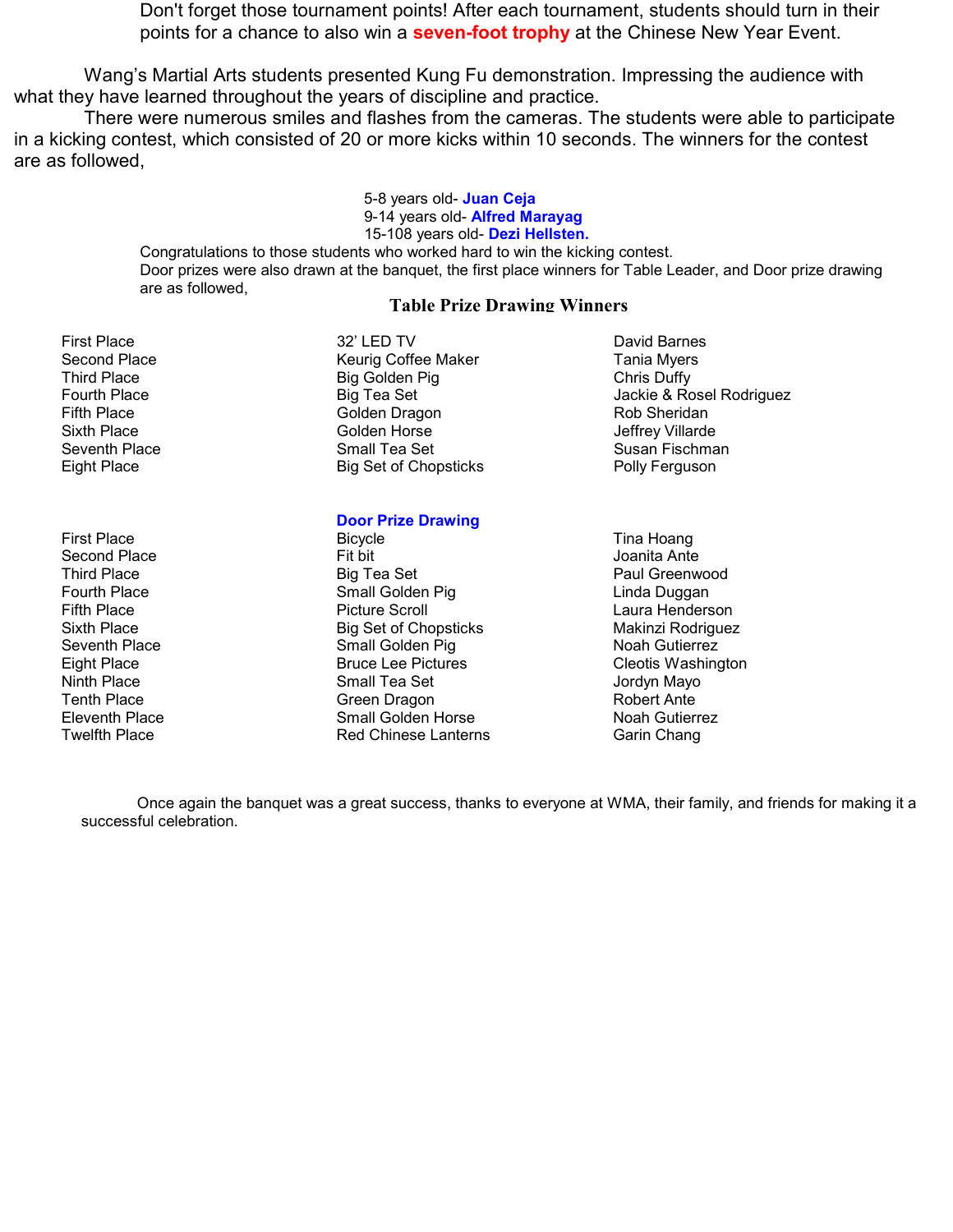Don't forget those tournament points! After each tournament, students should turn in their points for a chance to also win a **seven-foot trophy** at the Chinese New Year Event.

Wang's Martial Arts students presented Kung Fu demonstration. Impressing the audience with what they have learned throughout the years of discipline and practice.

There were numerous smiles and flashes from the cameras. The students were able to participate in a kicking contest, which consisted of 20 or more kicks within 10 seconds. The winners for the contest are as followed,

5-8 years old- **Juan Ceja**
9-14 years old- **Alfred Marayag**
15-108 years old- **Dezi Hellsten.**

Congratulations to those students who worked hard to win the kicking contest.
Door prizes were also drawn at the banquet, the first place winners for Table Leader, and Door prize drawing are as followed,

### Table Prize Drawing Winners

| | | |
|---|---|---|
| First Place | 32' LED TV | David Barnes |
| Second Place | Keurig Coffee Maker | Tania Myers |
| Third Place | Big Golden Pig | Chris Duffy |
| Fourth Place | Big Tea Set | Jackie & Rosel Rodriguez |
| Fifth Place | Golden Dragon | Rob Sheridan |
| Sixth Place | Golden Horse | Jeffrey Villarde |
| Seventh Place | Small Tea Set | Susan Fischman |
| Eight Place | Big Set of Chopsticks | Polly Ferguson |

### Door Prize Drawing

| | | |
|---|---|---|
| First Place | Bicycle | Tina Hoang |
| Second Place | Fit bit | Joanita Ante |
| Third Place | Big Tea Set | Paul Greenwood |
| Fourth Place | Small Golden Pig | Linda Duggan |
| Fifth Place | Picture Scroll | Laura Henderson |
| Sixth Place | Big Set of Chopsticks | Makinzi Rodriguez |
| Seventh Place | Small Golden Pig | Noah Gutierrez |
| Eight Place | Bruce Lee Pictures | Cleotis Washington |
| Ninth Place | Small Tea Set | Jordyn Mayo |
| Tenth Place | Green Dragon | Robert Ante |
| Eleventh Place | Small Golden Horse | Noah Gutierrez |
| Twelfth Place | Red Chinese Lanterns | Garin Chang |

Once again the banquet was a great success, thanks to everyone at WMA, their family, and friends for making it a successful celebration.